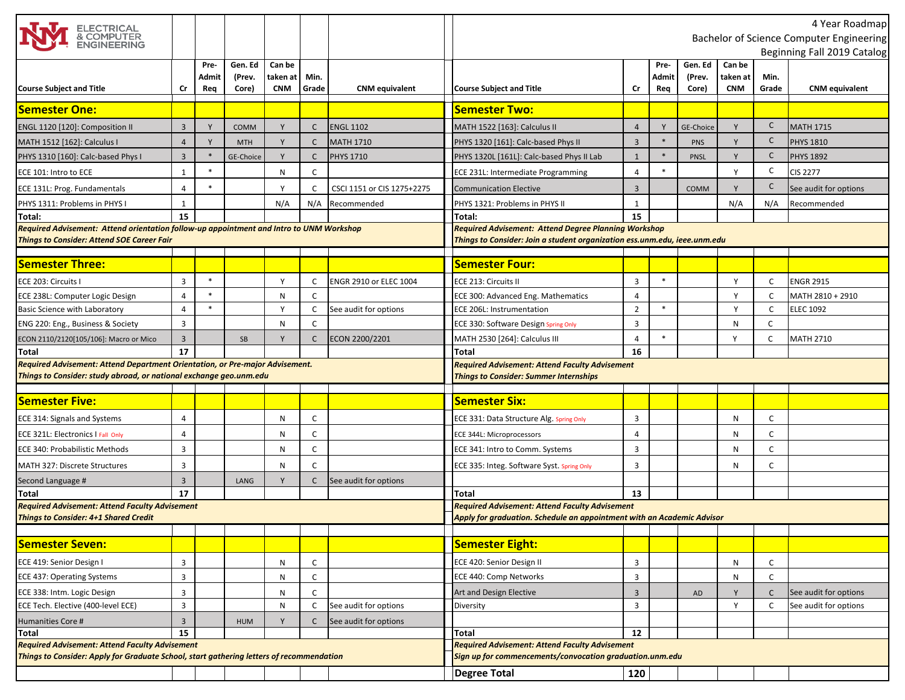# ELECTRICAL & COMPUTER ENGINEERING

**4 Year Roadmap**
**Bachelor of Science Computer Engineering**
**Beginning Fall 2019 Catalog**

| Course Subject and Title | Cr | Pre-Admit Req | Gen. Ed (Prev. Core) | Can be taken at CNM | Min. Grade | CNM equivalent |
|---|---|---|---|---|---|---|
| **Semester One:** | | | | | | |
| ENGL 1120 [120]: Composition II | 3 | Y | COMM | Y | C | ENGL 1102 |
| MATH 1512 [162]: Calculus I | 4 | Y | MTH | Y | C | MATH 1710 |
| PHYS 1310 [160]: Calc-based Phys I | 3 | * | GE-Choice | Y | C | PHYS 1710 |
| ECE 101: Intro to ECE | 1 | * | | N | C | |
| ECE 131L: Prog. Fundamentals | 4 | * | | Y | C | CSCI 1151 or CIS 1275+2275 |
| PHYS 1311: Problems in PHYS I | 1 | | | N/A | N/A | Recommended |
| **Total:** | **15** | | | | | |

***Required Advisement: Attend orientation follow-up appointment and Intro to UNM Workshop***
***Things to Consider: Attend SOE Career Fair***

| Course Subject and Title | Cr | Pre-Admit Req | Gen. Ed (Prev. Core) | Can be taken at CNM | Min. Grade | CNM equivalent |
|---|---|---|---|---|---|---|
| **Semester Two:** | | | | | | |
| MATH 1522 [163]: Calculus II | 4 | Y | GE-Choice | Y | C | MATH 1715 |
| PHYS 1320 [161]: Calc-based Phys II | 3 | * | PNS | Y | C | PHYS 1810 |
| PHYS 1320L [161L]: Calc-based Phys II Lab | 1 | * | PNSL | Y | C | PHYS 1892 |
| ECE 231L: Intermediate Programming | 4 | * | | Y | C | CIS 2277 |
| Communication Elective | 3 | | COMM | Y | C | See audit for options |
| PHYS 1321: Problems in PHYS II | 1 | | | N/A | N/A | Recommended |
| **Total:** | **15** | | | | | |

***Required Advisement: Attend Degree Planning Workshop***
***Things to Consider: Join a student organization ess.unm.edu, ieee.unm.edu***

| Course Subject and Title | Cr | Pre-Admit Req | Gen. Ed (Prev. Core) | Can be taken at CNM | Min. Grade | CNM equivalent |
|---|---|---|---|---|---|---|
| **Semester Three:** | | | | | | |
| ECE 203: Circuits I | 3 | * | | Y | C | ENGR 2910 or ELEC 1004 |
| ECE 238L: Computer Logic Design | 4 | * | | N | C | |
| Basic Science with Laboratory | 4 | * | | Y | C | See audit for options |
| ENG 220: Eng., Business & Society | 3 | | | N | C | |
| ECON 2110/2120[105/106]: Macro or Mico | 3 | | SB | Y | C | ECON 2200/2201 |
| **Total** | **17** | | | | | |

***Required Advisement: Attend Department Orientation, or Pre-major Advisement.***
***Things to Consider: study abroad, or national exchange geo.unm.edu***

| Course Subject and Title | Cr | Pre-Admit Req | Gen. Ed (Prev. Core) | Can be taken at CNM | Min. Grade | CNM equivalent |
|---|---|---|---|---|---|---|
| **Semester Four:** | | | | | | |
| ECE 213: Circuits II | 3 | * | | Y | C | ENGR 2915 |
| ECE 300: Advanced Eng. Mathematics | 4 | | | Y | C | MATH 2810 + 2910 |
| ECE 206L: Instrumentation | 2 | * | | Y | C | ELEC 1092 |
| ECE 330: Software Design Spring Only | 3 | | | N | C | |
| MATH 2530 [264]: Calculus III | 4 | * | | Y | C | MATH 2710 |
| **Total** | **16** | | | | | |

***Required Advisement: Attend Faculty Advisement***
***Things to Consider: Summer Internships***

| Course Subject and Title | Cr | Pre-Admit Req | Gen. Ed (Prev. Core) | Can be taken at CNM | Min. Grade | CNM equivalent |
|---|---|---|---|---|---|---|
| **Semester Five:** | | | | | | |
| ECE 314: Signals and Systems | 4 | | | N | C | |
| ECE 321L: Electronics I Fall Only | 4 | | | N | C | |
| ECE 340: Probabilistic Methods | 3 | | | N | C | |
| MATH 327: Discrete Structures | 3 | | | N | C | |
| Second Language # | 3 | | LANG | Y | C | See audit for options |
| **Total** | **17** | | | | | |

***Required Advisement: Attend Faculty Advisement***
***Things to Consider: 4+1 Shared Credit***

| Course Subject and Title | Cr | Pre-Admit Req | Gen. Ed (Prev. Core) | Can be taken at CNM | Min. Grade | CNM equivalent |
|---|---|---|---|---|---|---|
| **Semester Six:** | | | | | | |
| ECE 331: Data Structure Alg. Spring Only | 3 | | | N | C | |
| ECE 344L: Microprocessors | 4 | | | N | C | |
| ECE 341: Intro to Comm. Systems | 3 | | | N | C | |
| ECE 335: Integ. Software Syst. Spring Only | 3 | | | N | C | |
| **Total** | **13** | | | | | |

***Required Advisement: Attend Faculty Advisement***
***Apply for graduation. Schedule an appointment with an Academic Advisor***

| Course Subject and Title | Cr | Pre-Admit Req | Gen. Ed (Prev. Core) | Can be taken at CNM | Min. Grade | CNM equivalent |
|---|---|---|---|---|---|---|
| **Semester Seven:** | | | | | | |
| ECE 419: Senior Design I | 3 | | | N | C | |
| ECE 437: Operating Systems | 3 | | | N | C | |
| ECE 338: Intm. Logic Design | 3 | | | N | C | |
| ECE Tech. Elective (400-level ECE) | 3 | | | N | C | See audit for options |
| Humanities Core # | 3 | | HUM | Y | C | See audit for options |
| **Total** | **15** | | | | | |

***Required Advisement: Attend Faculty Advisement***
***Things to Consider: Apply for Graduate School, start gathering letters of recommendation***

| Course Subject and Title | Cr | Pre-Admit Req | Gen. Ed (Prev. Core) | Can be taken at CNM | Min. Grade | CNM equivalent |
|---|---|---|---|---|---|---|
| **Semester Eight:** | | | | | | |
| ECE 420: Senior Design II | 3 | | | N | C | |
| ECE 440: Comp Networks | 3 | | | N | C | |
| Art and Design Elective | 3 | | AD | Y | C | See audit for options |
| Diversity | 3 | | | Y | C | See audit for options |
| **Total** | **12** | | | | | |

***Required Advisement: Attend Faculty Advisement***
***Sign up for commencements/convocation graduation.unm.edu***

**Degree Total: 120**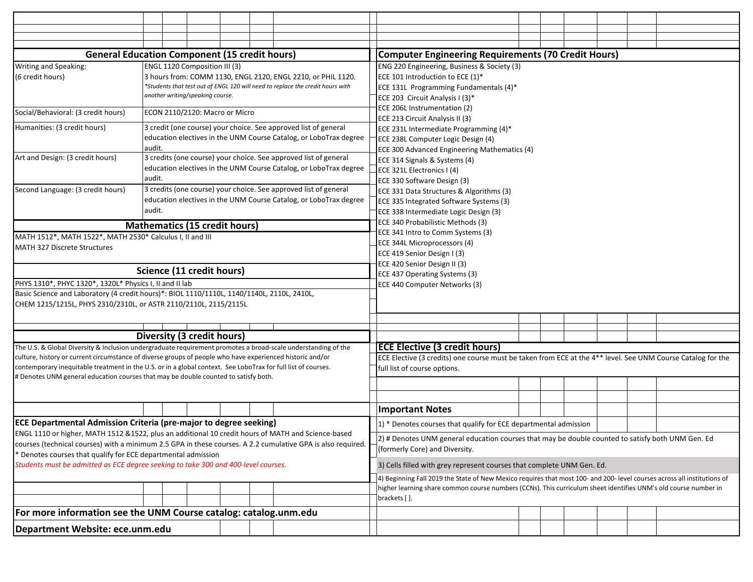## General Education Component (15 credit hours)

| | |
|---|---|
| Writing and Speaking: (6 credit hours) | ENGL 1120 Composition III (3)<br>3 hours from: COMM 1130, ENGL 2120, ENGL 2210, or PHIL 1120.<br>*\*Students that test out of ENGL 120 will need to replace the credit hours with another writing/speaking course.* |
| Social/Behavioral: (3 credit hours) | ECON 2110/2120: Macro or Micro |
| Humanities: (3 credit hours) | 3 credit (one course) your choice. See approved list of general education electives in the UNM Course Catalog, or LoboTrax degree audit. |
| Art and Design: (3 credit hours) | 3 credits (one course) your choice. See approved list of general education electives in the UNM Course Catalog, or LoboTrax degree audit. |
| Second Language: (3 credit hours) | 3 credits (one course) your choice. See approved list of general education electives in the UNM Course Catalog, or LoboTrax degree audit. |

## Mathematics (15 credit hours)

MATH 1512*, MATH 1522*, MATH 2530* Calculus I, II and III
MATH 327 Discrete Structures

## Science (11 credit hours)

PHYS 1310*, PHYC 1320*, 1320L* Physics I, II and II lab

Basic Science and Laboratory (4 credit hours)*: BIOL 1110/1110L, 1140/1140L, 2110L, 2410L, CHEM 1215/1215L, PHYS 2310/2310L, or ASTR 2110/2110L, 2115/2115L

## Diversity (3 credit hours)

The U.S. & Global Diversity & Inclusion undergraduate requirement promotes a broad-scale understanding of the culture, history or current circumstance of diverse groups of people who have experienced historic and/or contemporary inequitable treatment in the U.S. or in a global context. See LoboTrax for full list of courses.
# Denotes UNM general education courses that may be double counted to satisfy both.

## ECE Departmental Admission Criteria (pre-major to degree seeking)

ENGL 1110 or higher, MATH 1512 &1522, plus an additional 10 credit hours of MATH and Science-based courses (technical courses) with a minimum 2.5 GPA in these courses. A 2.2 cumulative GPA is also required.
* Denotes courses that qualify for ECE departmental admission
*Students must be admitted as ECE degree seeking to take 300 and 400-level courses.*

**For more information see the UNM Course catalog: catalog.unm.edu**

**Department Website: ece.unm.edu**

## Computer Engineering Requirements (70 Credit Hours)

ENG 220 Engineering, Business & Society (3)
ECE 101 Introduction to ECE (1)*
ECE 131L Programming Fundamentals (4)*
ECE 203 Circuit Analysis I (3)*
ECE 206L Instrumentation (2)
ECE 213 Circuit Analysis II (3)
ECE 231L Intermediate Programming (4)*
ECE 238L Computer Logic Design (4)
ECE 300 Advanced Engineering Mathematics (4)
ECE 314 Signals & Systems (4)
ECE 321L Electronics I (4)
ECE 330 Software Design (3)
ECE 331 Data Structures & Algorithms (3)
ECE 335 Integrated Software Systems (3)
ECE 338 Intermediate Logic Design (3)
ECE 340 Probabilistic Methods (3)
ECE 341 Intro to Comm Systems (3)
ECE 344L Microprocessors (4)
ECE 419 Senior Design I (3)
ECE 420 Senior Design II (3)
ECE 437 Operating Systems (3)
ECE 440 Computer Networks (3)

## ECE Elective (3 credit hours)

ECE Elective (3 credits) one course must be taken from ECE at the 4** level. See UNM Course Catalog for the full list of course options.

## Important Notes

1) * Denotes courses that qualify for ECE departmental admission

2) # Denotes UNM general education courses that may be double counted to satisfy both UNM Gen. Ed (formerly Core) and Diversity.

3) Cells filled with grey represent courses that complete UNM Gen. Ed.

4) Beginning Fall 2019 the State of New Mexico requires that most 100- and 200- level courses across all institutions of higher learning share common course numbers (CCNs). This curriculum sheet identifies UNM's old course number in brackets [ ].